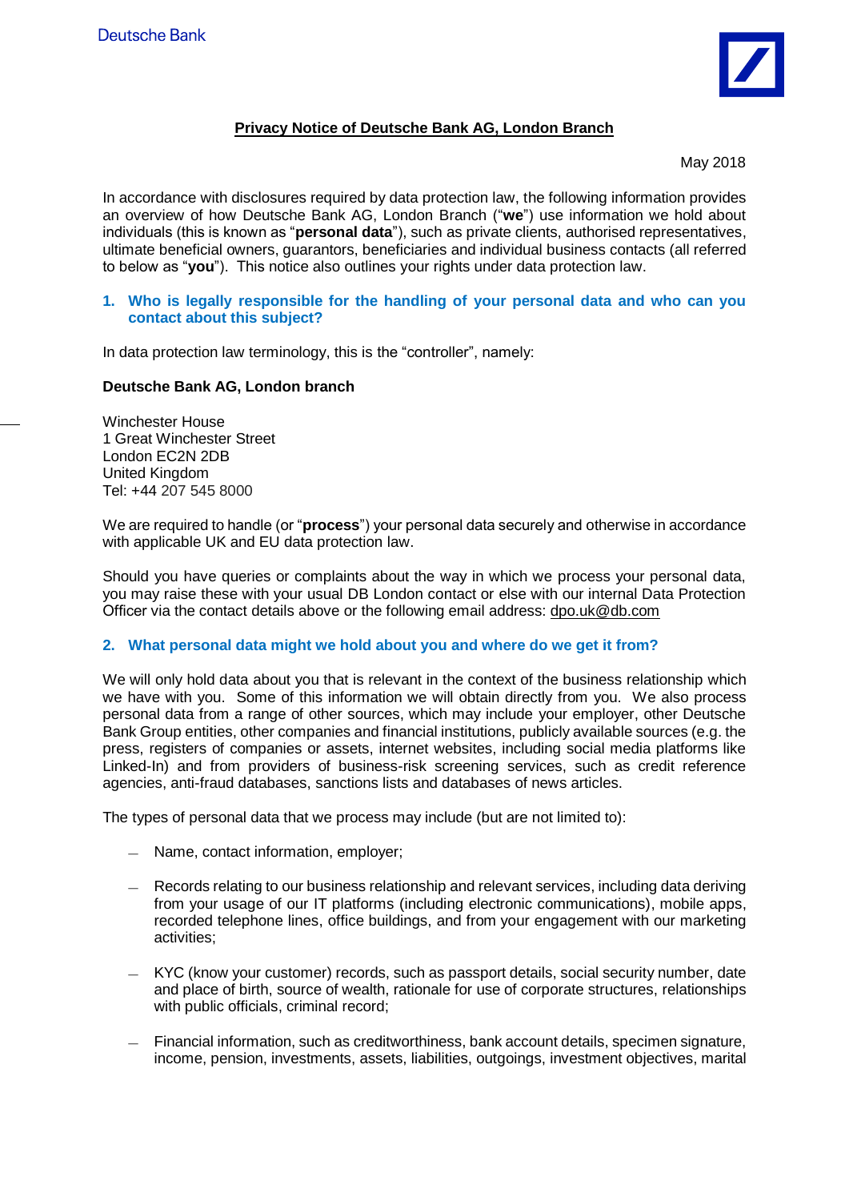Deutsche Bank

# Privacy Notice of Deutsche Bank AG, London Branch

May 2018

In accordance with disclosures required by data protection law, the following information provides an overview of how Deutsche Bank AG, London Branch ("**we**") use information we hold about individuals (this is known as "**personal data**"), such as private clients, authorised representatives, ultimate beneficial owners, guarantors, beneficiaries and individual business contacts (all referred to below as "**you**"). This notice also outlines your rights under data protection law.

## 1. Who is legally responsible for the handling of your personal data and who can you contact about this subject?

In data protection law terminology, this is the "controller", namely:

**Deutsche Bank AG, London branch**

Winchester House
1 Great Winchester Street
London EC2N 2DB
United Kingdom
Tel: +44 207 545 8000

We are required to handle (or "**process**") your personal data securely and otherwise in accordance with applicable UK and EU data protection law.

Should you have queries or complaints about the way in which we process your personal data, you may raise these with your usual DB London contact or else with our internal Data Protection Officer via the contact details above or the following email address: dpo.uk@db.com

## 2. What personal data might we hold about you and where do we get it from?

We will only hold data about you that is relevant in the context of the business relationship which we have with you. Some of this information we will obtain directly from you. We also process personal data from a range of other sources, which may include your employer, other Deutsche Bank Group entities, other companies and financial institutions, publicly available sources (e.g. the press, registers of companies or assets, internet websites, including social media platforms like Linked-In) and from providers of business-risk screening services, such as credit reference agencies, anti-fraud databases, sanctions lists and databases of news articles.

The types of personal data that we process may include (but are not limited to):

- Name, contact information, employer;
- Records relating to our business relationship and relevant services, including data deriving from your usage of our IT platforms (including electronic communications), mobile apps, recorded telephone lines, office buildings, and from your engagement with our marketing activities;
- KYC (know your customer) records, such as passport details, social security number, date and place of birth, rationale for use of corporate structures, relationships with public officials, criminal record;
- Financial information, such as creditworthiness, bank account details, specimen signature, income, pension, investments, assets, liabilities, outgoings, investment objectives, marital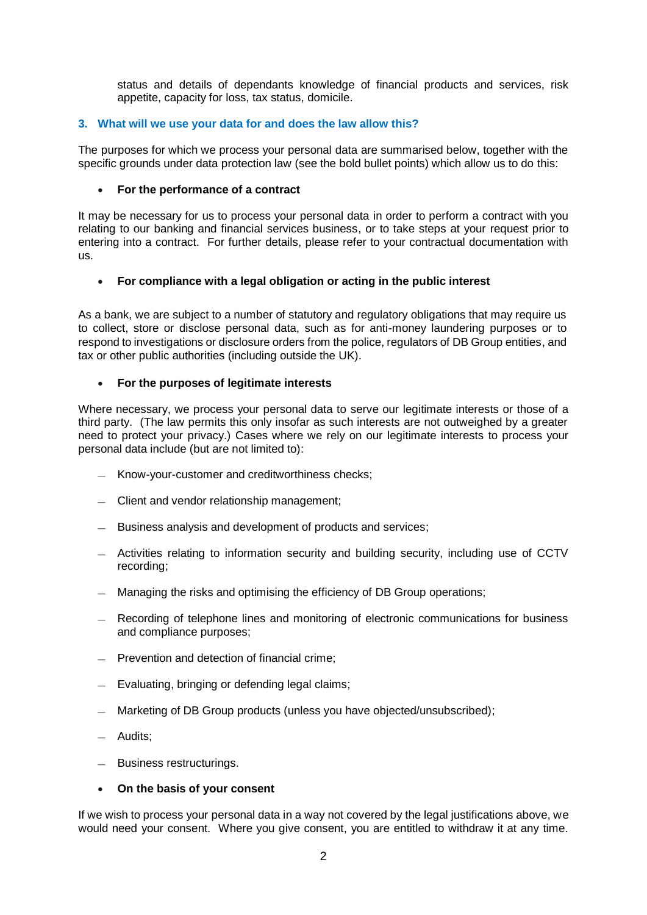status and details of dependants knowledge of financial products and services, risk appetite, capacity for loss, tax status, domicile.

## 3. What will we use your data for and does the law allow this?

The purposes for which we process your personal data are summarised below, together with the specific grounds under data protection law (see the bold bullet points) which allow us to do this:

- **For the performance of a contract**

It may be necessary for us to process your personal data in order to perform a contract with you relating to our banking and financial services business, or to take steps at your request prior to entering into a contract. For further details, please refer to your contractual documentation with us.

- **For compliance with a legal obligation or acting in the public interest**

As a bank, we are subject to a number of statutory and regulatory obligations that may require us to collect, store or disclose personal data, such as for anti-money laundering purposes or to respond to investigations or disclosure orders from the police, regulators of DB Group entities, and tax or other public authorities (including outside the UK).

- **For the purposes of legitimate interests**

Where necessary, we process your personal data to serve our legitimate interests or those of a third party. (The law permits this only insofar as such interests are not outweighed by a greater need to protect your privacy.) Cases where we rely on our legitimate interests to process your personal data include (but are not limited to):

- Know-your-customer and creditworthiness checks;
- Client and vendor relationship management;
- Business analysis and development of products and services;
- Activities relating to information security and building security, including use of CCTV recording;
- Managing the risks and optimising the efficiency of DB Group operations;
- Recording of telephone lines and monitoring of electronic communications for business and compliance purposes;
- Prevention and detection of financial crime;
- Evaluating, bringing or defending legal claims;
- Marketing of DB Group products (unless you have objected/unsubscribed);
- Audits;
- Business restructurings.

- **On the basis of your consent**

If we wish to process your personal data in a way not covered by the legal justifications above, we would need your consent. Where you give consent, you are entitled to withdraw it at any time.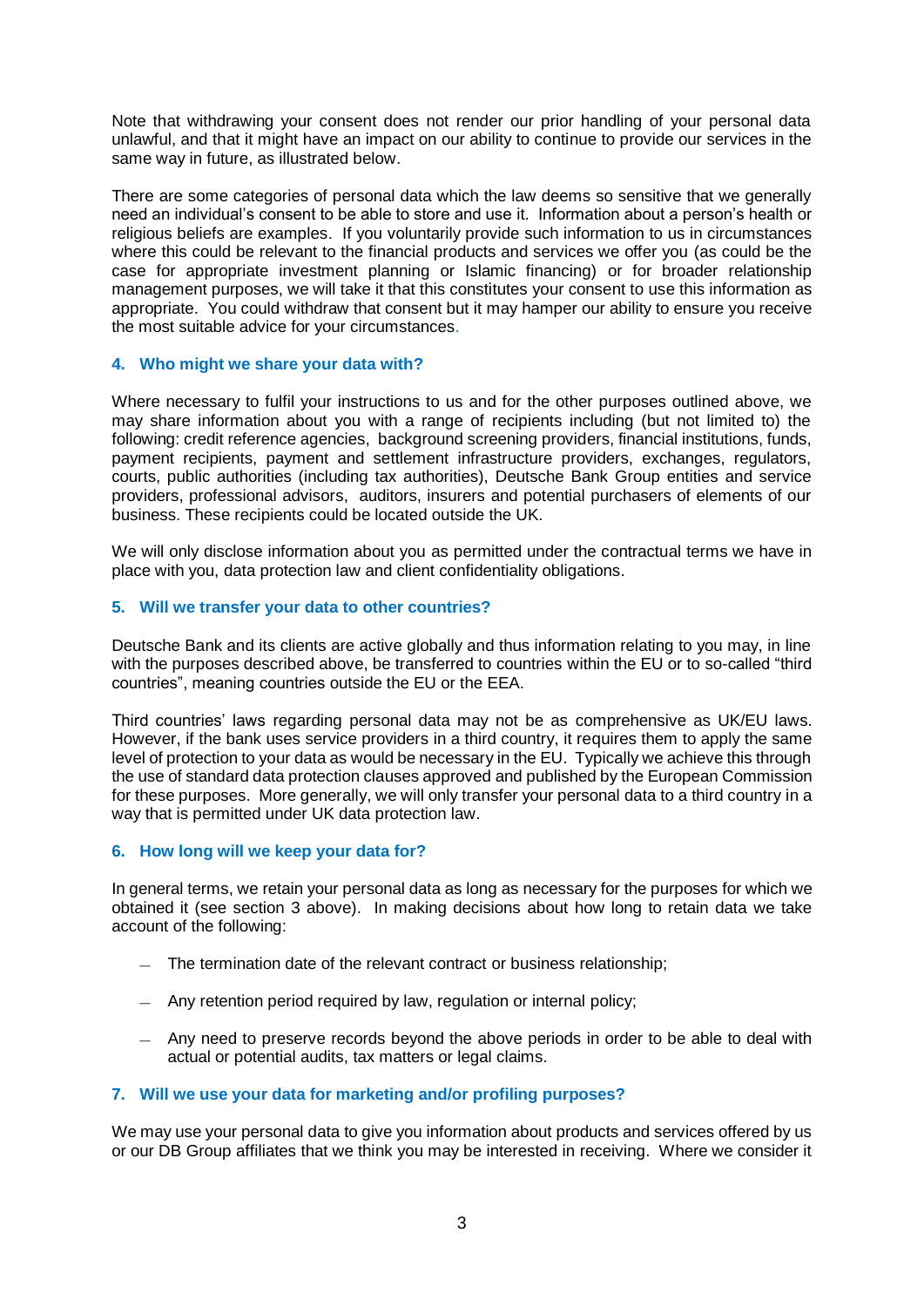Note that withdrawing your consent does not render our prior handling of your personal data unlawful, and that it might have an impact on our ability to continue to provide our services in the same way in future, as illustrated below.

There are some categories of personal data which the law deems so sensitive that we generally need an individual's consent to be able to store and use it. Information about a person's health or religious beliefs are examples. If you voluntarily provide such information to us in circumstances where this could be relevant to the financial products and services we offer you (as could be the case for appropriate investment planning or Islamic financing) or for broader relationship management purposes, we will take it that this constitutes your consent to use this information as appropriate. You could withdraw that consent but it may hamper our ability to ensure you receive the most suitable advice for your circumstances.

### 4. Who might we share your data with?

Where necessary to fulfil your instructions to us and for the other purposes outlined above, we may share information about you with a range of recipients including (but not limited to) the following: credit reference agencies, background screening providers, financial institutions, funds, payment recipients, payment and settlement infrastructure providers, exchanges, regulators, courts, public authorities (including tax authorities), Deutsche Bank Group entities and service providers, professional advisors, auditors, insurers and potential purchasers of elements of our business. These recipients could be located outside the UK.

We will only disclose information about you as permitted under the contractual terms we have in place with you, data protection law and client confidentiality obligations.

### 5. Will we transfer your data to other countries?

Deutsche Bank and its clients are active globally and thus information relating to you may, in line with the purposes described above, be transferred to countries within the EU or to so-called "third countries", meaning countries outside the EU or the EEA.

Third countries' laws regarding personal data may not be as comprehensive as UK/EU laws. However, if the bank uses service providers in a third country, it requires them to apply the same level of protection to your data as would be necessary in the EU. Typically we achieve this through the use of standard data protection clauses approved and published by the European Commission for these purposes. More generally, we will only transfer your personal data to a third country in a way that is permitted under UK data protection law.

### 6. How long will we keep your data for?

In general terms, we retain your personal data as long as necessary for the purposes for which we obtained it (see section 3 above). In making decisions about how long to retain data we take account of the following:

- The termination date of the relevant contract or business relationship;
- Any retention period required by law, regulation or internal policy;
- Any need to preserve records beyond the above periods in order to be able to deal with actual or potential audits, tax matters or legal claims.

### 7. Will we use your data for marketing and/or profiling purposes?

We may use your personal data to give you information about products and services offered by us or our DB Group affiliates that we think you may be interested in receiving. Where we consider it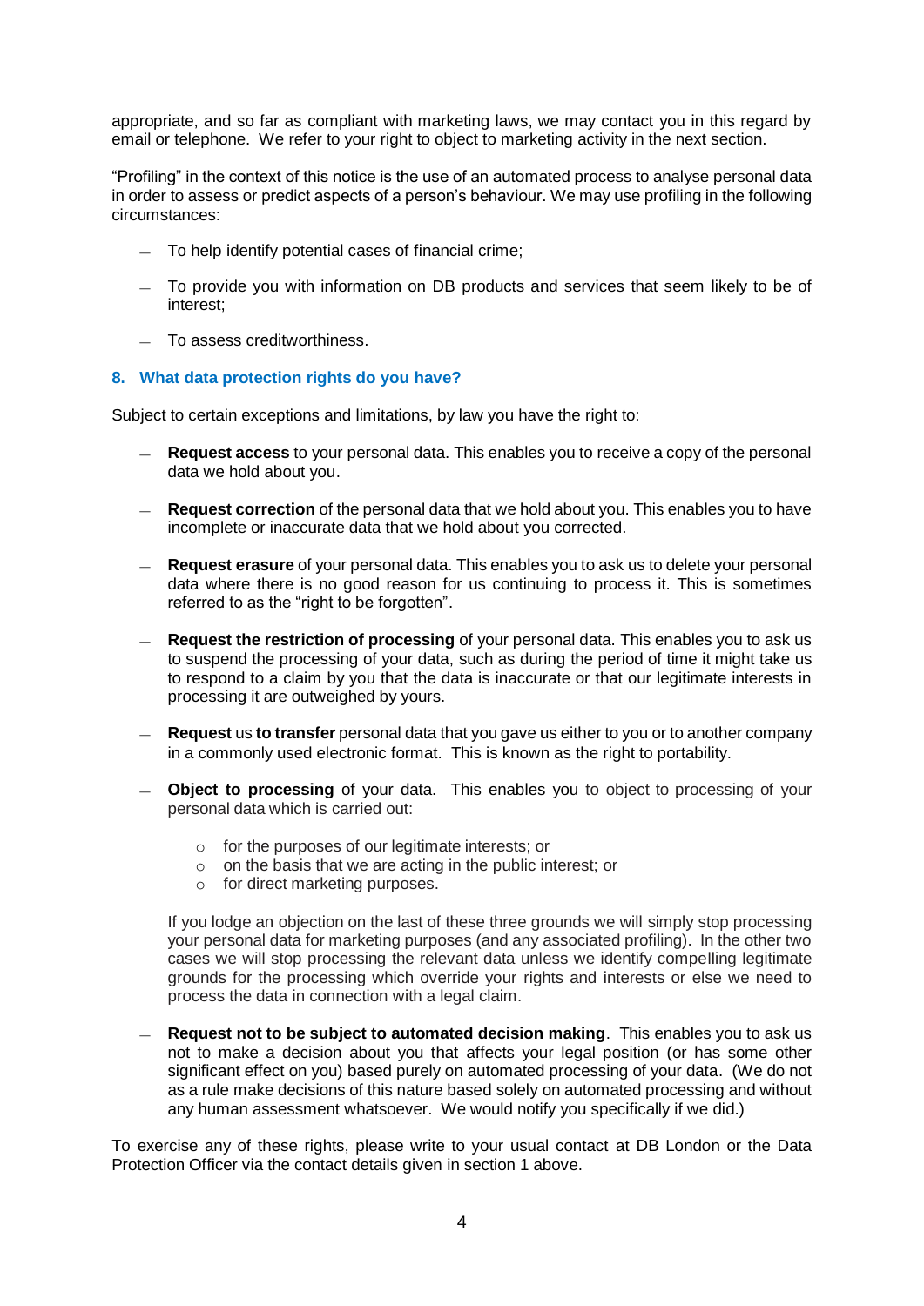appropriate, and so far as compliant with marketing laws, we may contact you in this regard by email or telephone. We refer to your right to object to marketing activity in the next section.

"Profiling" in the context of this notice is the use of an automated process to analyse personal data in order to assess or predict aspects of a person's behaviour. We may use profiling in the following circumstances:

- To help identify potential cases of financial crime;
- To provide you with information on DB products and services that seem likely to be of interest;
- To assess creditworthiness.

## 8. What data protection rights do you have?

Subject to certain exceptions and limitations, by law you have the right to:

- **Request access** to your personal data. This enables you to receive a copy of the personal data we hold about you.
- **Request correction** of the personal data that we hold about you. This enables you to have incomplete or inaccurate data that we hold about you corrected.
- **Request erasure** of your personal data. This enables you to ask us to delete your personal data where there is no good reason for us continuing to process it. This is sometimes referred to as the "right to be forgotten".
- **Request the restriction of processing** of your personal data. This enables you to ask us to suspend the processing of your data, such as during the period of time it might take us to respond to a claim by you that the data is inaccurate or that our legitimate interests in processing it are outweighed by yours.
- **Request** us **to transfer** personal data that you gave us either to you or to another company in a commonly used electronic format. This is known as the right to portability.
- **Object to processing** of your data. This enables you to object to processing of your personal data which is carried out:
  - for the purposes of our legitimate interests; or
  - on the basis that we are acting in the public interest; or
  - for direct marketing purposes.

  If you lodge an objection on the last of these three grounds we will simply stop processing your personal data for marketing purposes (and any associated profiling). In the other two cases we will stop processing the relevant data unless we identify compelling legitimate grounds for the processing which override your rights and interests or else we need to process the data in connection with a legal claim.

- **Request not to be subject to automated decision making**. This enables you to ask us not to make a decision about you that affects your legal position (or has some other significant effect on you) based purely on automated processing of your data. (We do not as a rule make decisions of this nature based solely on automated processing and without any human assessment whatsoever. We would notify you specifically if we did.)

To exercise any of these rights, please write to your usual contact at DB London or the Data Protection Officer via the contact details given in section 1 above.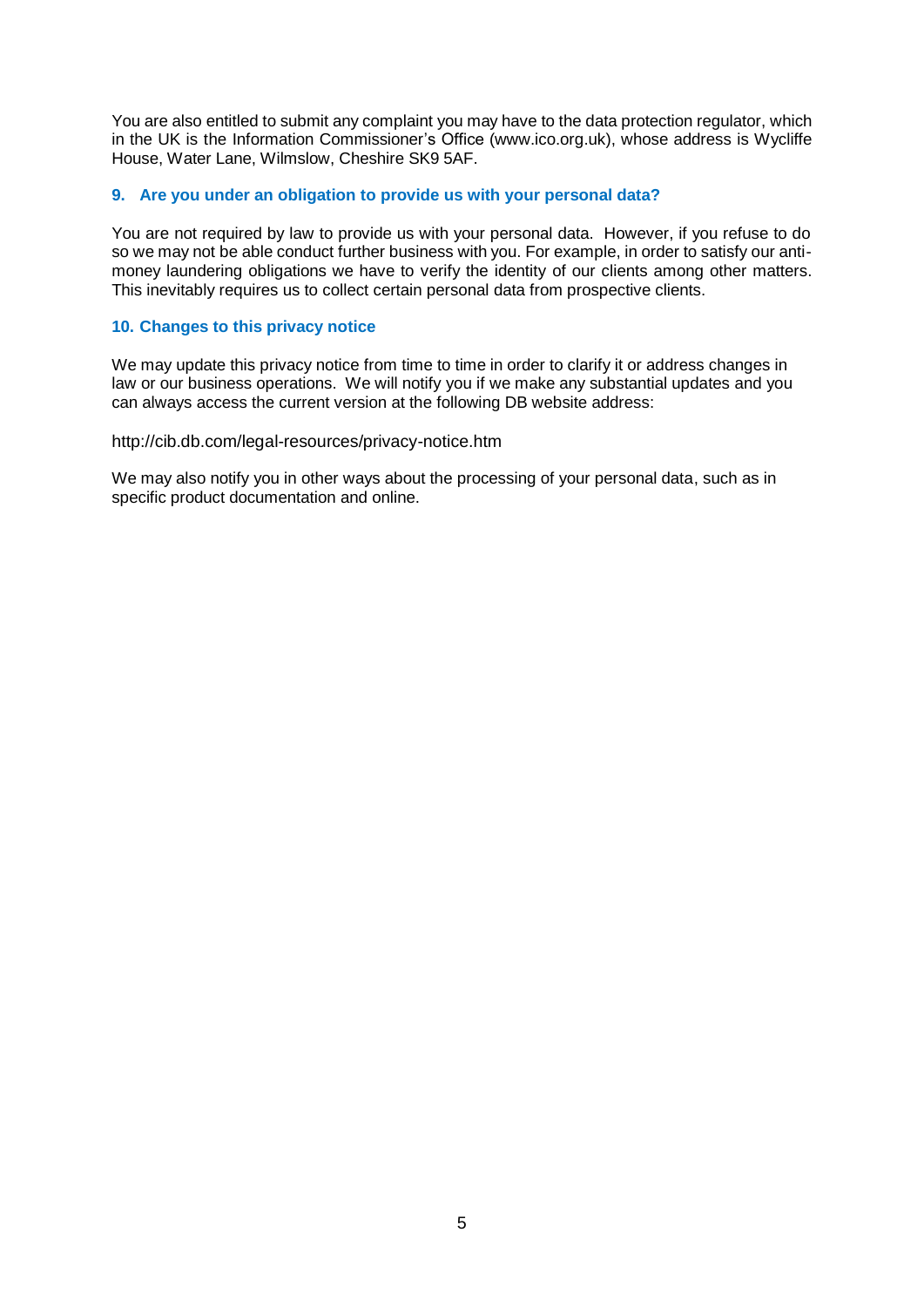You are also entitled to submit any complaint you may have to the data protection regulator, which in the UK is the Information Commissioner's Office (www.ico.org.uk), whose address is Wycliffe House, Water Lane, Wilmslow, Cheshire SK9 5AF.

## 9. Are you under an obligation to provide us with your personal data?

You are not required by law to provide us with your personal data. However, if you refuse to do so we may not be able conduct further business with you. For example, in order to satisfy our anti-money laundering obligations we have to verify the identity of our clients among other matters. This inevitably requires us to collect certain personal data from prospective clients.

## 10. Changes to this privacy notice

We may update this privacy notice from time to time in order to clarify it or address changes in law or our business operations. We will notify you if we make any substantial updates and you can always access the current version at the following DB website address:

http://cib.db.com/legal-resources/privacy-notice.htm

We may also notify you in other ways about the processing of your personal data, such as in specific product documentation and online.